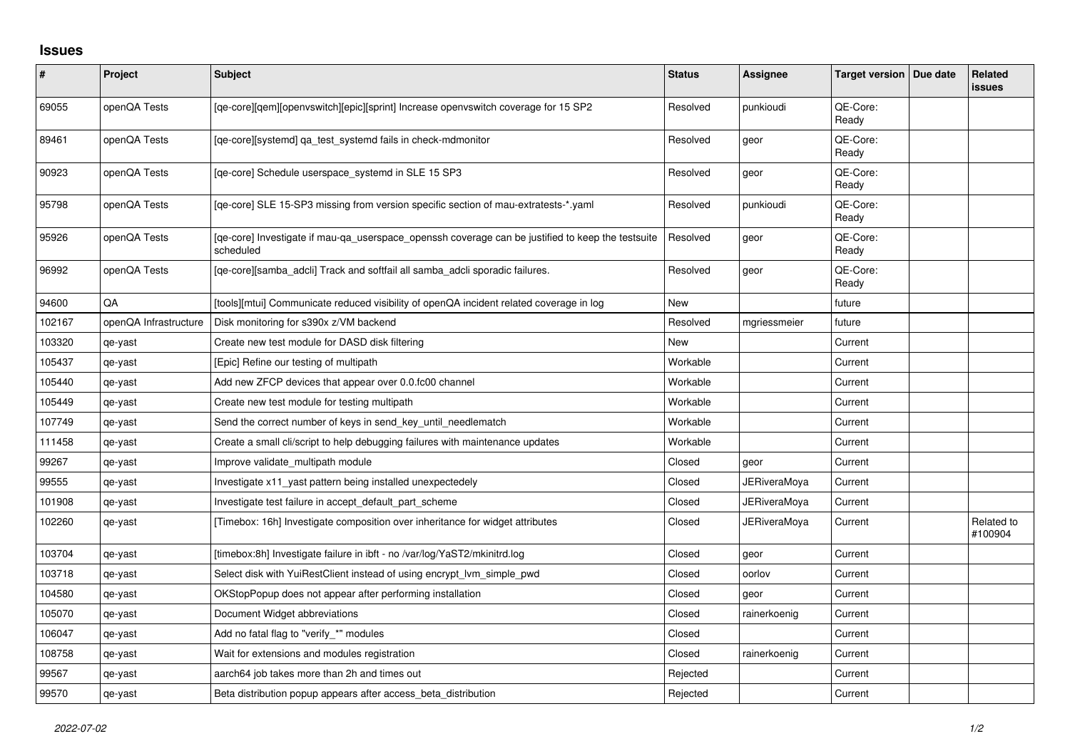# Issues

| # | Project | Subject | Status | Assignee | Target version | Due date | Related issues |
|---|---|---|---|---|---|---|---|
| 69055 | openQA Tests | [qe-core][qem][openvswitch][epic][sprint] Increase openvswitch coverage for 15 SP2 | Resolved | punkioudi | QE-Core: Ready | | |
| 89461 | openQA Tests | [qe-core][systemd] qa_test_systemd fails in check-mdmonitor | Resolved | geor | QE-Core: Ready | | |
| 90923 | openQA Tests | [qe-core] Schedule userspace_systemd in SLE 15 SP3 | Resolved | geor | QE-Core: Ready | | |
| 95798 | openQA Tests | [qe-core] SLE 15-SP3 missing from version specific section of mau-extratests-*.yaml | Resolved | punkioudi | QE-Core: Ready | | |
| 95926 | openQA Tests | [qe-core] Investigate if mau-qa_userspace_openssh coverage can be justified to keep the testsuite scheduled | Resolved | geor | QE-Core: Ready | | |
| 96992 | openQA Tests | [qe-core][samba_adcli] Track and softfail all samba_adcli sporadic failures. | Resolved | geor | QE-Core: Ready | | |
| 94600 | QA | [tools][mtui] Communicate reduced visibility of openQA incident related coverage in log | New | | future | | |
| 102167 | openQA Infrastructure | Disk monitoring for s390x z/VM backend | Resolved | mgriessmeier | future | | |
| 103320 | qe-yast | Create new test module for DASD disk filtering | New | | Current | | |
| 105437 | qe-yast | [Epic] Refine our testing of multipath | Workable | | Current | | |
| 105440 | qe-yast | Add new ZFCP devices that appear over 0.0.fc00 channel | Workable | | Current | | |
| 105449 | qe-yast | Create new test module for testing multipath | Workable | | Current | | |
| 107749 | qe-yast | Send the correct number of keys in send_key_until_needlematch | Workable | | Current | | |
| 111458 | qe-yast | Create a small cli/script to help debugging failures with maintenance updates | Workable | | Current | | |
| 99267 | qe-yast | Improve validate_multipath module | Closed | geor | Current | | |
| 99555 | qe-yast | Investigate x11_yast pattern being installed unexpectedely | Closed | JERiveraMoya | Current | | |
| 101908 | qe-yast | Investigate test failure in accept_default_part_scheme | Closed | JERiveraMoya | Current | | |
| 102260 | qe-yast | [Timebox: 16h] Investigate composition over inheritance for widget attributes | Closed | JERiveraMoya | Current | | Related to #100904 |
| 103704 | qe-yast | [timebox:8h] Investigate failure in ibft - no /var/log/YaST2/mkinitrd.log | Closed | geor | Current | | |
| 103718 | qe-yast | Select disk with YuiRestClient instead of using encrypt_lvm_simple_pwd | Closed | oorlov | Current | | |
| 104580 | qe-yast | OKStopPopup does not appear after performing installation | Closed | geor | Current | | |
| 105070 | qe-yast | Document Widget abbreviations | Closed | rainerkoenig | Current | | |
| 106047 | qe-yast | Add no fatal flag to "verify_*" modules | Closed | | Current | | |
| 108758 | qe-yast | Wait for extensions and modules registration | Closed | rainerkoenig | Current | | |
| 99567 | qe-yast | aarch64 job takes more than 2h and times out | Rejected | | Current | | |
| 99570 | qe-yast | Beta distribution popup appears after access_beta_distribution | Rejected | | Current | | |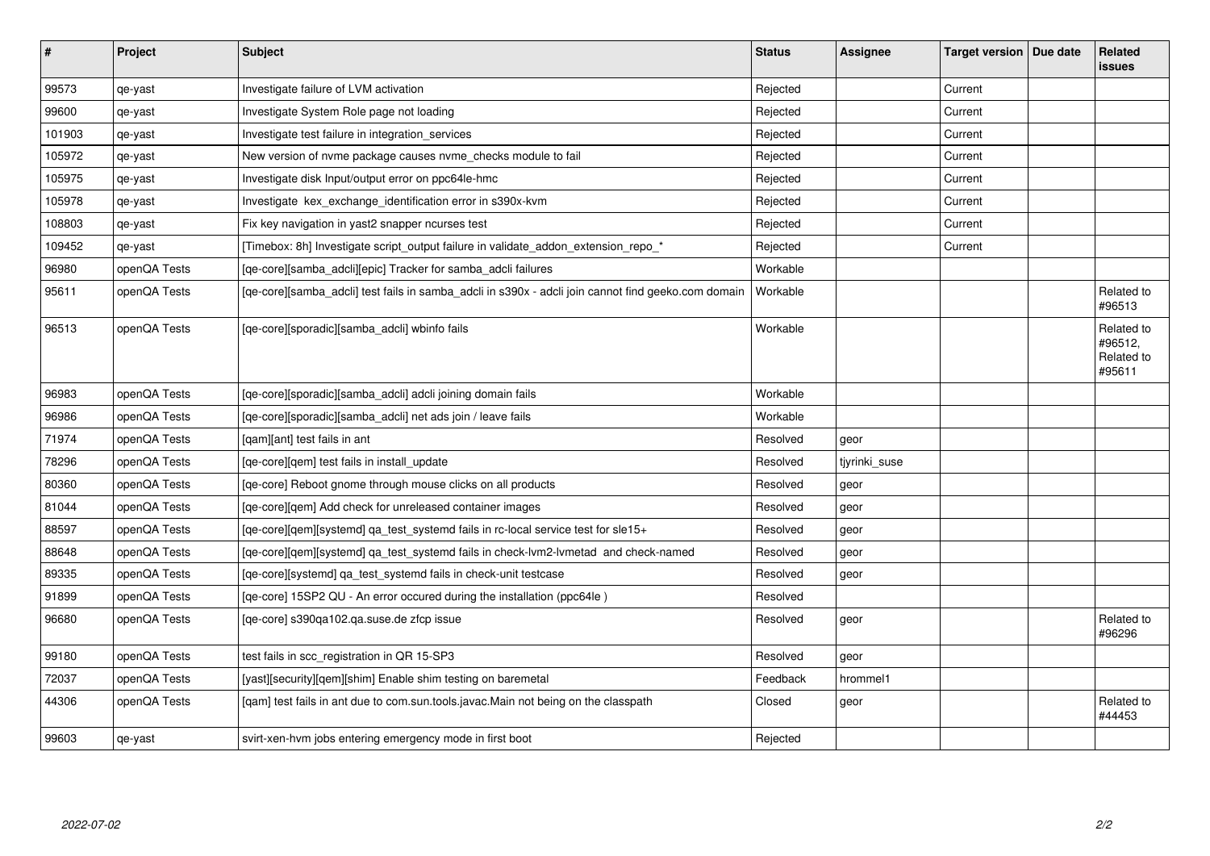| # | Project | Subject | Status | Assignee | Target version | Due date | Related issues |
|---|---|---|---|---|---|---|---|
| 99573 | qe-yast | Investigate failure of LVM activation | Rejected | | Current | | |
| 99600 | qe-yast | Investigate System Role page not loading | Rejected | | Current | | |
| 101903 | qe-yast | Investigate test failure in integration_services | Rejected | | Current | | |
| 105972 | qe-yast | New version of nvme package causes nvme_checks module to fail | Rejected | | Current | | |
| 105975 | qe-yast | Investigate disk Input/output error on ppc64le-hmc | Rejected | | Current | | |
| 105978 | qe-yast | Investigate kex_exchange_identification error in s390x-kvm | Rejected | | Current | | |
| 108803 | qe-yast | Fix key navigation in yast2 snapper ncurses test | Rejected | | Current | | |
| 109452 | qe-yast | [Timebox: 8h] Investigate script_output failure in validate_addon_extension_repo_* | Rejected | | Current | | |
| 96980 | openQA Tests | [qe-core][samba_adcli][epic] Tracker for samba_adcli failures | Workable | | | | |
| 95611 | openQA Tests | [qe-core][samba_adcli] test fails in samba_adcli in s390x - adcli join cannot find geeko.com domain | Workable | | | | Related to #96513 |
| 96513 | openQA Tests | [qe-core][sporadic][samba_adcli] wbinfo fails | Workable | | | | Related to #96512, Related to #95611 |
| 96983 | openQA Tests | [qe-core][sporadic][samba_adcli] adcli joining domain fails | Workable | | | | |
| 96986 | openQA Tests | [qe-core][sporadic][samba_adcli] net ads join / leave fails | Workable | | | | |
| 71974 | openQA Tests | [qam][ant] test fails in ant | Resolved | geor | | | |
| 78296 | openQA Tests | [qe-core][qem] test fails in install_update | Resolved | tjyrinki_suse | | | |
| 80360 | openQA Tests | [qe-core] Reboot gnome through mouse clicks on all products | Resolved | geor | | | |
| 81044 | openQA Tests | [qe-core][qem] Add check for unreleased container images | Resolved | geor | | | |
| 88597 | openQA Tests | [qe-core][qem][systemd] qa_test_systemd fails in rc-local service test for sle15+ | Resolved | geor | | | |
| 88648 | openQA Tests | [qe-core][qem][systemd] qa_test_systemd fails in check-lvm2-lvmetad and check-named | Resolved | geor | | | |
| 89335 | openQA Tests | [qe-core][systemd] qa_test_systemd fails in check-unit testcase | Resolved | geor | | | |
| 91899 | openQA Tests | [qe-core] 15SP2 QU - An error occured during the installation (ppc64le ) | Resolved | | | | |
| 96680 | openQA Tests | [qe-core] s390qa102.qa.suse.de zfcp issue | Resolved | geor | | | Related to #96296 |
| 99180 | openQA Tests | test fails in scc_registration in QR 15-SP3 | Resolved | geor | | | |
| 72037 | openQA Tests | [yast][security][qem][shim] Enable shim testing on baremetal | Feedback | hrommel1 | | | |
| 44306 | openQA Tests | [qam] test fails in ant due to com.sun.tools.javac.Main not being on the classpath | Closed | geor | | | Related to #44453 |
| 99603 | qe-yast | svirt-xen-hvm jobs entering emergency mode in first boot | Rejected | | | | |